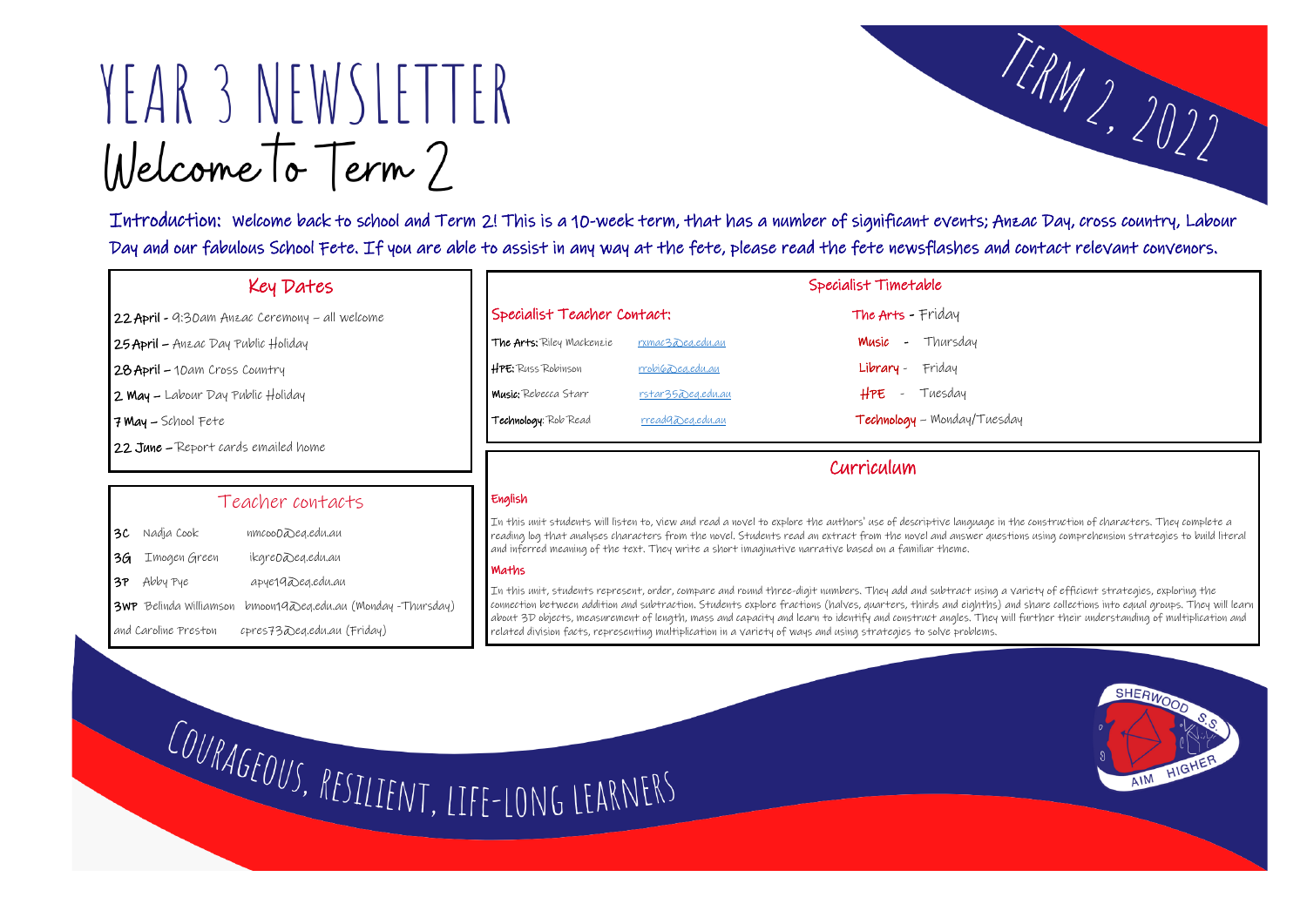# YEAR 3 NEWSLETTER

## Welcome to Term 2

TERM 2, 2022

**Introduction:** Welcome back to school and Term 2! This is a 10-week term, that has a number of significant events; Anzac Day, cross country, Labour Day and our fabulous School Fete. If you are able to assist in any way at the fete, please read the fete newsflashes and contact relevant convenors.

### Key Dates

**22 April** - 9:30am Anzac Ceremony – all welcome

**25 April** – Anzac Day Public Holiday

**28 April** – 10am Cross Country

**2 May** – Labour Day Public Holiday

**7 May** – School Fete

**22 June** – Report cards emailed home

### Teacher contacts

| | | |
|---|---|---|
| **3C** | Nadja Cook | nmcoo0@eq.edu.au |
| **3G** | Imogen Green | ikgre0@eq.edu.au |
| **3P** | Abby Pye | apye19@eq.edu.au |
| **3WP** | Belinda Williamson | bmoon19@eq.edu.au (Monday -Thursday) |
| | and Caroline Preston | cpres73@eq.edu.au (Friday) |

### Specialist Timetable

**Specialist Teacher Contact:**

| | | |
|---|---|---|
| **The Arts:** | Riley Mackenzie | rxmac3@eq.edu.au |
| **HPE:** | Russ Robinson | rrobi6@eq.edu.au |
| **Music:** | Rebecca Starr | rstar35@eq.edu.au |
| **Technology:** | Rob Read | rread9@eq.edu.au |

- **The Arts** - Friday
- **Music** - Thursday
- **Library** - Friday
- **HPE** - Tuesday
- **Technology** – Monday/Tuesday

### Curriculum

**English**

In this unit students will listen to, view and read a novel to explore the authors' use of descriptive language in the construction of characters. They complete a reading log that analyses characters from the novel. Students read an extract from the novel and answer questions using comprehension strategies to build literal and inferred meaning of the text. They write a short imaginative narrative based on a familiar theme.

**Maths**

In this unit, students represent, order, compare and round three-digit numbers. They add and subtract using a variety of efficient strategies, exploring the connection between addition and subtraction. Students explore fractions (halves, quarters, thirds and eighths) and share collections into equal groups. They will learn about 3D objects, measurement of length, mass and capacity and learn to identify and construct angles. They will further their understanding of multiplication and related division facts, representing multiplication in a variety of ways and using strategies to solve problems.

COURAGEOUS, RESILIENT, LIFE-LONG LEARNERS

SHERWOOD S.S. AIM HIGHER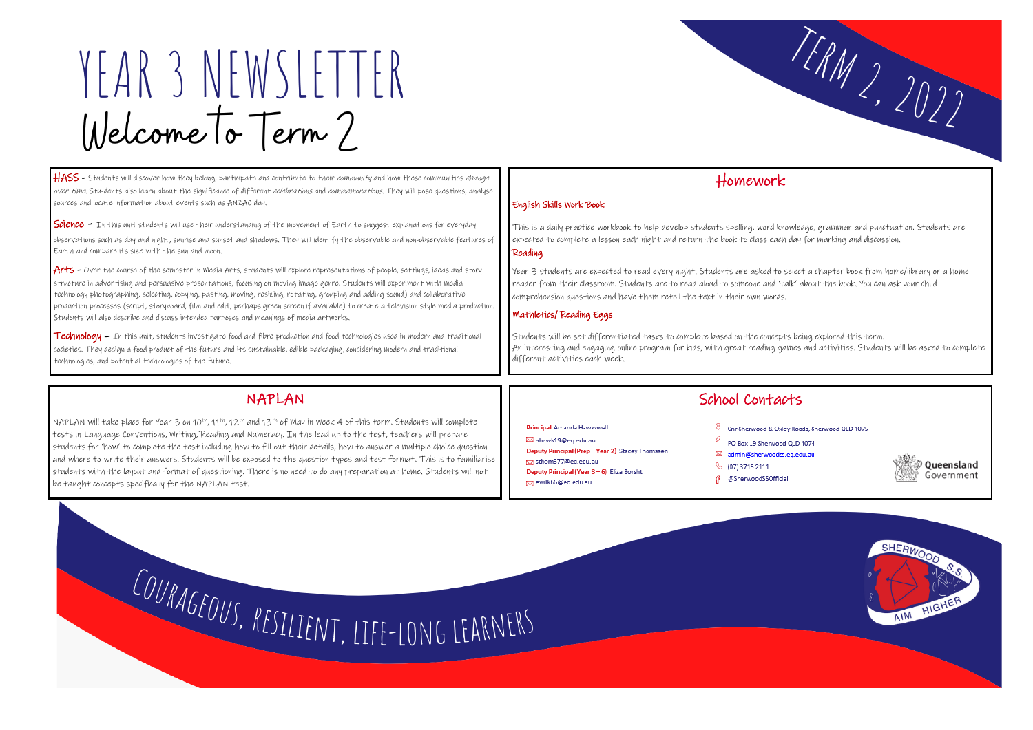# YEAR 3 NEWSLETTER

## Welcome to Term 2

TERM 2, 2022

**HASS** - Students will discover how they belong, participate and contribute to their *community* and how these communities *change over time*. Stu-dents also learn about the significance of different *celebrations* and *commemorations*. They will pose questions, analyse sources and locate information about events such as ANZAC day.

**Science** - In this unit students will use their understanding of the movement of Earth to suggest explanations for everyday observations such as day and night, sunrise and sunset and shadows. They will identify the observable and non-observable features of Earth and compare its size with the sun and moon.

**Arts** - Over the course of the semester in Media Arts, students will explore representations of people, settings, ideas and story structure in advertising and persuasive presentations, focusing on moving image genre. Students will experiment with media technology photographing, selecting, copying, pasting, moving, resizing, rotating, grouping and adding sound) and collaborative production processes (script, storyboard, film and edit, perhaps green screen if available) to create a television style media production. Students will also describe and discuss intended purposes and meanings of media artworks.

**Technology** – In this unit, students investigate food and fibre production and food technologies used in modern and traditional societies. They design a food product of the future and its sustainable, edible packaging, considering modern and traditional technologies, and potential technologies of the future.

## Homework

### English Skills Work Book

This is a daily practice workbook to help develop students spelling, word knowledge, grammar and punctuation. Students are expected to complete a lesson each night and return the book to class each day for marking and discussion.

### Reading

Year 3 students are expected to read every night. Students are asked to select a chapter book from home/library or a home reader from their classroom. Students are to read aloud to someone and 'talk' about the book. You can ask your child comprehension questions and have them retell the text in their own words.

### Mathletics/ Reading Eggs

Students will be set differentiated tasks to complete based on the concepts being explored this term.
An interesting and engaging online program for kids, with great reading games and activities. Students will be asked to complete different activities each week.

## NAPLAN

NAPLAN will take place for Year 3 on 10th, 11th, 12th and 13th of May in Week 4 of this term. Students will complete tests in Language Conventions, Writing, Reading and Numeracy. In the lead up to the test, teachers will prepare students for 'how' to complete the test including how to fill out their details, how to answer a multiple choice question and where to write their answers. Students will be exposed to the question types and test format. This is to familiarise students with the layout and format of questioning. There is no need to do any preparation at home. Students will not be taught concepts specifically for the NAPLAN test.

## School Contacts

**Principal** Amanda Hawkswell
ahawk19@eq.edu.au
**Deputy Principal (Prep – Year 2)** Stacey Thomasen
sthom677@eq.edu.au
**Deputy Principal (Year 3– 6)** Eliza Borsht
ewilk65@eq.edu.au

Cnr Sherwood & Oxley Roads, Sherwood QLD 4075
PO Box 19 Sherwood QLD 4074
admin@sherwoodss.eq.edu.au
(07) 3715 2111
@SherwoodSSOfficial

Queensland Government

COURAGEOUS, RESILIENT, LIFE-LONG LEARNERS

SHERWOOD S.S. AIM HIGHER